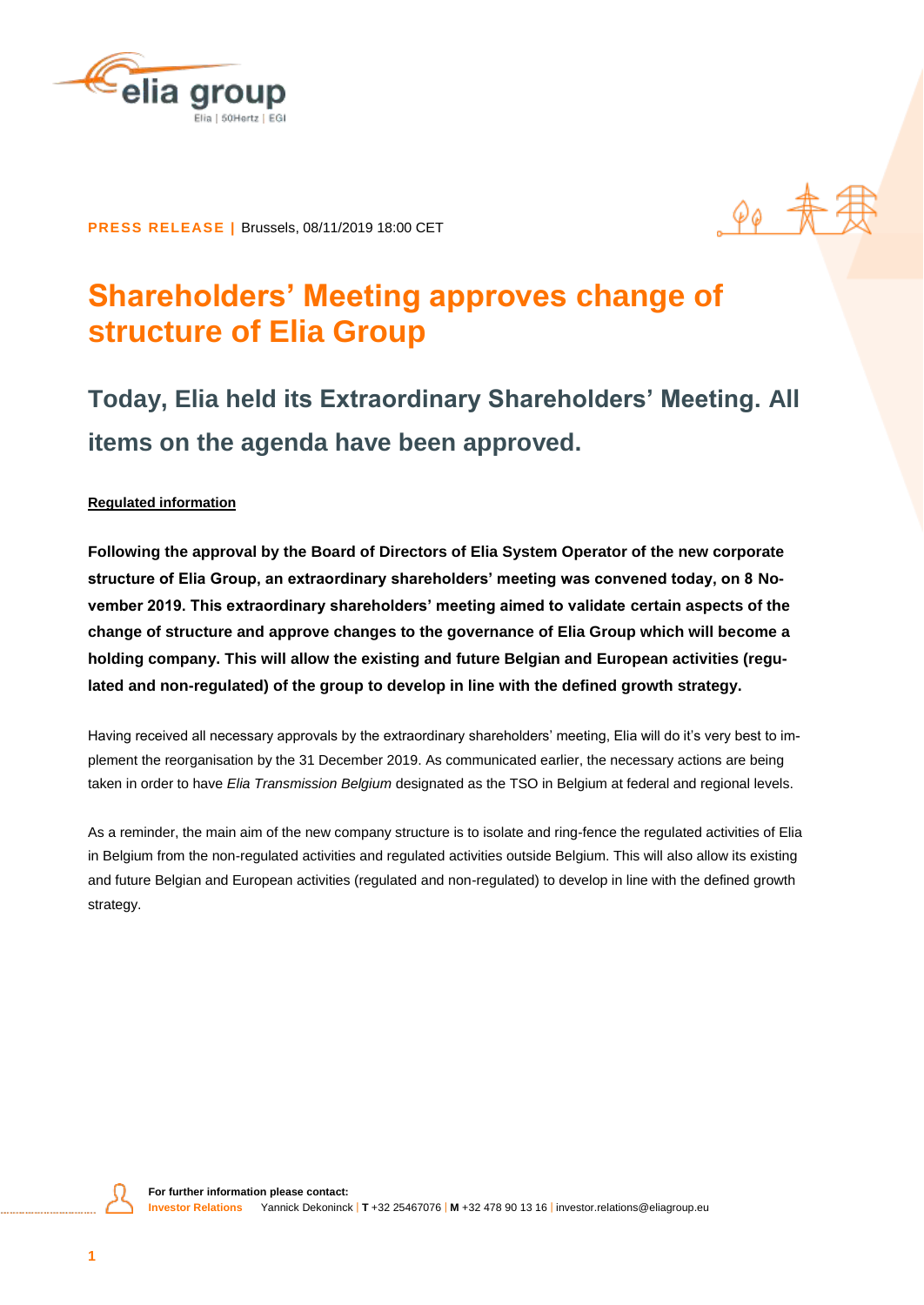**PRESS RELEASE |** Brussels, 08/11/2019 18:00 CET

# Shareholders' Meeting approves change of structure of Elia Group

## Today, Elia held its Extraordinary Shareholders' Meeting. All items on the agenda have been approved.

**Regulated information**

**Following the approval by the Board of Directors of Elia System Operator of the new corporate structure of Elia Group, an extraordinary shareholders' meeting was convened today, on 8 November 2019. This extraordinary shareholders' meeting aimed to validate certain aspects of the change of structure and approve changes to the governance of Elia Group which will become a holding company. This will allow the existing and future Belgian and European activities (regulated and non-regulated) of the group to develop in line with the defined growth strategy.**

Having received all necessary approvals by the extraordinary shareholders' meeting, Elia will do it's very best to implement the reorganisation by the 31 December 2019. As communicated earlier, the necessary actions are being taken in order to have *Elia Transmission Belgium* designated as the TSO in Belgium at federal and regional levels.

As a reminder, the main aim of the new company structure is to isolate and ring-fence the regulated activities of Elia in Belgium from the non-regulated activities and regulated activities outside Belgium. This will also allow its existing and future Belgian and European activities (regulated and non-regulated) to develop in line with the defined growth strategy.

**For further information please contact:**
**Investor Relations** Yannick Dekoninck | **T** +32 25467076 | **M** +32 478 90 13 16 | investor.relations@eliagroup.eu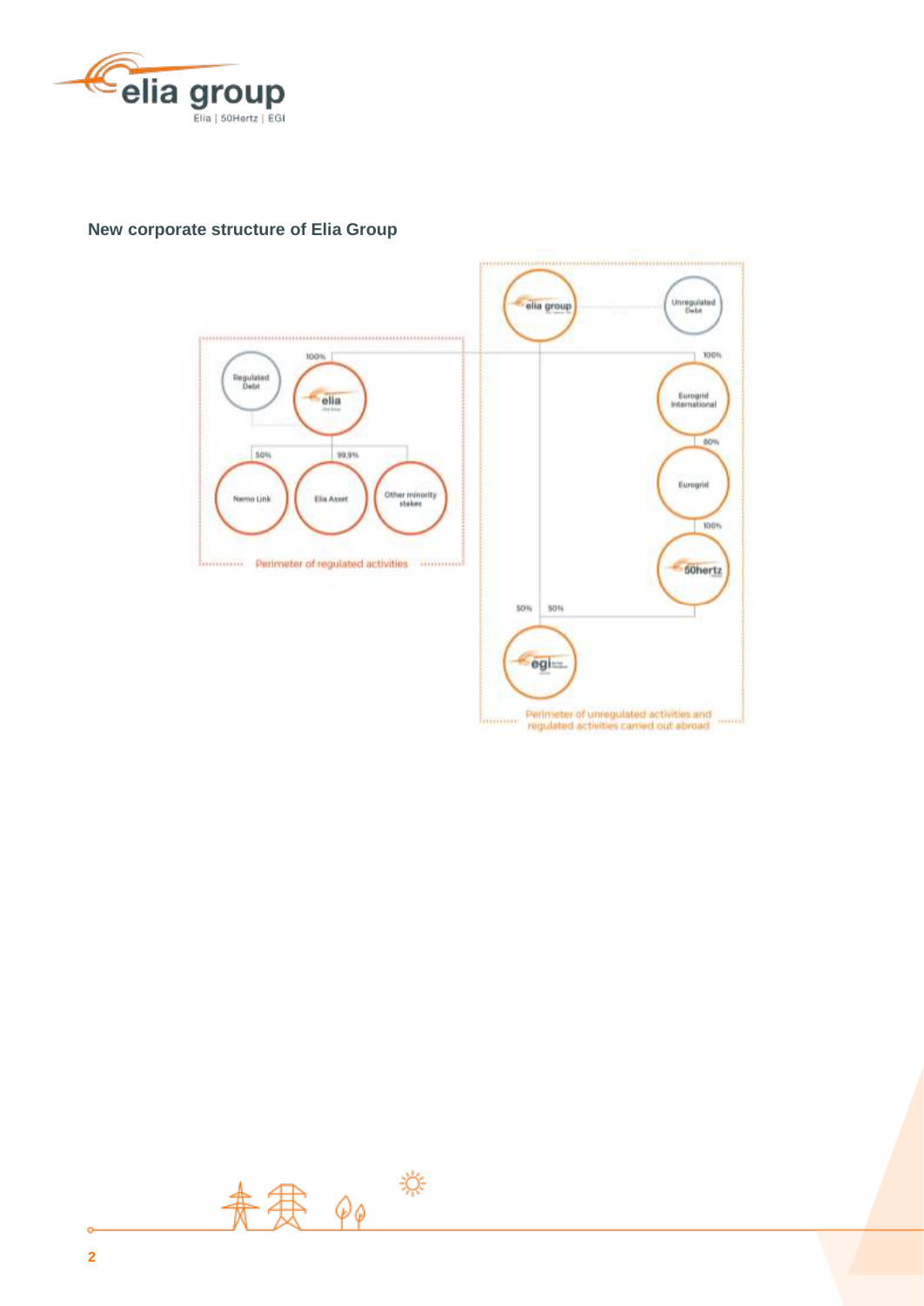## New corporate structure of Elia Group

elia group

Unregulated Debt

100%

100%

Regulated Debt

elia

Eurogrid International

80%

50%

99.9%

Eurogrid

Nemo Link

Elia Asset

Other minority stakes

100%

50hertz

Perimeter of regulated activities

50%

50%

egi

Perimeter of unregulated activities and regulated activities carried out abroad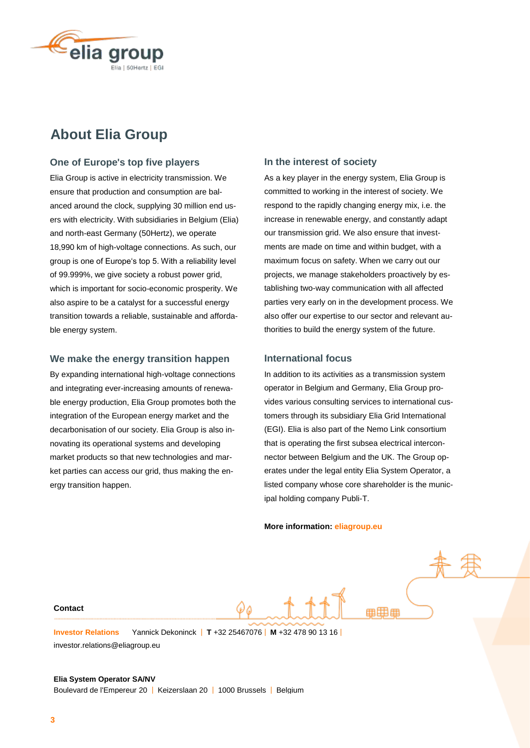# About Elia Group

## One of Europe's top five players

Elia Group is active in electricity transmission. We ensure that production and consumption are balanced around the clock, supplying 30 million end users with electricity. With subsidiaries in Belgium (Elia) and north-east Germany (50Hertz), we operate 18,990 km of high-voltage connections. As such, our group is one of Europe's top 5. With a reliability level of 99.999%, we give society a robust power grid, which is important for socio-economic prosperity. We also aspire to be a catalyst for a successful energy transition towards a reliable, sustainable and affordable energy system.

## We make the energy transition happen

By expanding international high-voltage connections and integrating ever-increasing amounts of renewable energy production, Elia Group promotes both the integration of the European energy market and the decarbonisation of our society. Elia Group is also innovating its operational systems and developing market products so that new technologies and market parties can access our grid, thus making the energy transition happen.

## In the interest of society

As a key player in the energy system, Elia Group is committed to working in the interest of society. We respond to the rapidly changing energy mix, i.e. the increase in renewable energy, and constantly adapt our transmission grid. We also ensure that investments are made on time and within budget, with a maximum focus on safety. When we carry out our projects, we manage stakeholders proactively by establishing two-way communication with all affected parties very early on in the development process. We also offer our expertise to our sector and relevant authorities to build the energy system of the future.

## International focus

In addition to its activities as a transmission system operator in Belgium and Germany, Elia Group provides various consulting services to international customers through its subsidiary Elia Grid International (EGI). Elia is also part of the Nemo Link consortium that is operating the first subsea electrical interconnector between Belgium and the UK. The Group operates under the legal entity Elia System Operator, a listed company whose core shareholder is the municipal holding company Publi-T.

**More information:** eliagroup.eu

**Contact**

**Investor Relations** Yannick Dekoninck | **T** +32 25467076 | **M** +32 478 90 13 16 | investor.relations@eliagroup.eu

**Elia System Operator SA/NV**
Boulevard de l'Empereur 20 | Keizerslaan 20 | 1000 Brussels | Belgium